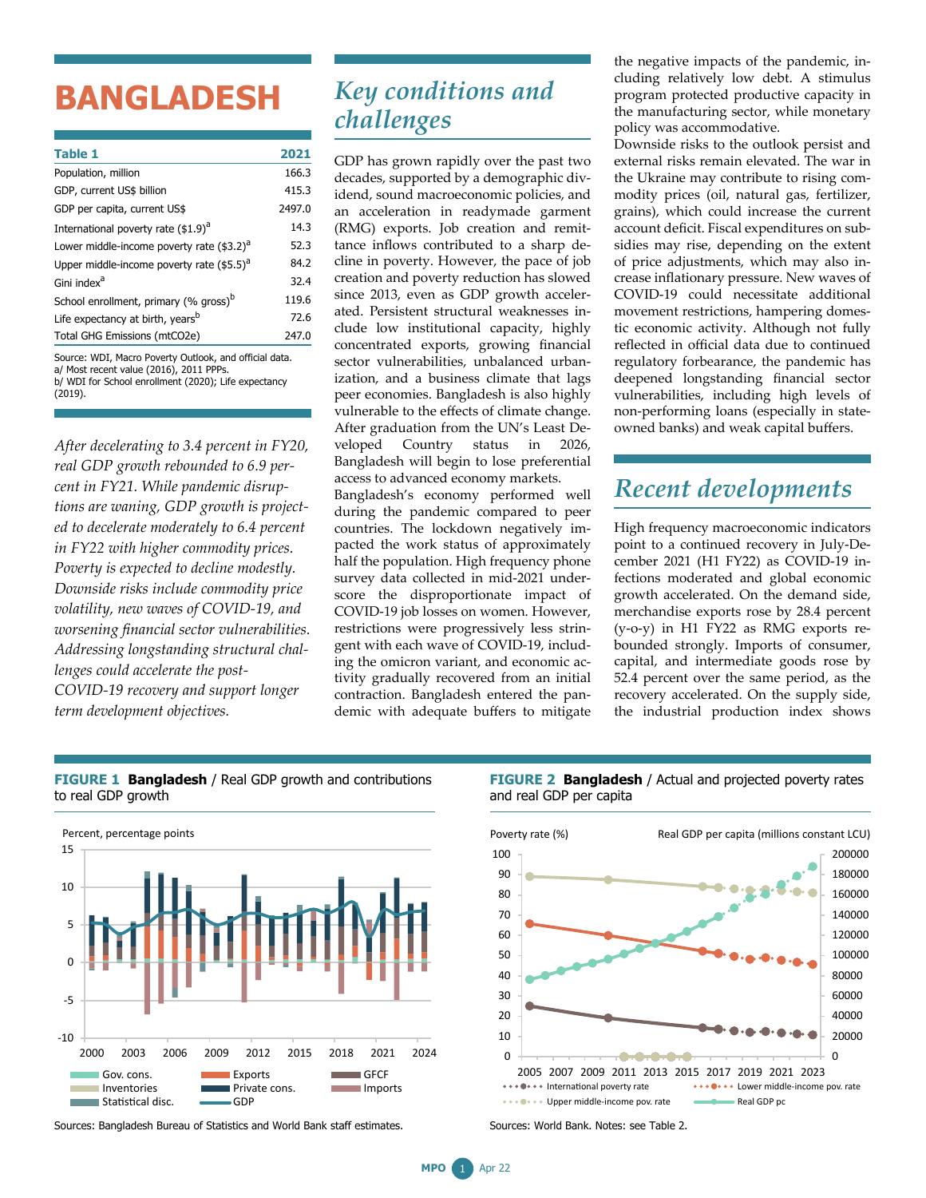# BANGLADESH

| Table 1 | 2021 |
|---|---|
| Population, million | 166.3 |
| GDP, current US$ billion | 415.3 |
| GDP per capita, current US$ | 2497.0 |
| International poverty rate ($1.9)[a] | 14.3 |
| Lower middle-income poverty rate ($3.2)[a] | 52.3 |
| Upper middle-income poverty rate ($5.5)[a] | 84.2 |
| Gini index[a] | 32.4 |
| School enrollment, primary (% gross)[b] | 119.6 |
| Life expectancy at birth, years[b] | 72.6 |
| Total GHG Emissions (mtCO2e) | 247.0 |

Source: WDI, Macro Poverty Outlook, and official data.
a/ Most recent value (2016), 2011 PPPs.
b/ WDI for School enrollment (2020); Life expectancy (2019).

*After decelerating to 3.4 percent in FY20, real GDP growth rebounded to 6.9 percent in FY21. While pandemic disruptions are waning, GDP growth is projected to decelerate moderately to 6.4 percent in FY22 with higher commodity prices. Poverty is expected to decline modestly. Downside risks include commodity price volatility, new waves of COVID-19, and worsening financial sector vulnerabilities. Addressing longstanding structural challenges could accelerate the post-COVID-19 recovery and support longer term development objectives.*

## Key conditions and challenges

GDP has grown rapidly over the past two decades, supported by a demographic dividend, sound macroeconomic policies, and an acceleration in readymade garment (RMG) exports. Job creation and remittance inflows contributed to a sharp decline in poverty. However, the pace of job creation and poverty reduction has slowed since 2013, even as GDP growth accelerated. Persistent structural weaknesses include low institutional capacity, highly concentrated exports, growing financial sector vulnerabilities, unbalanced urbanization, and a business climate that lags peer economies. Bangladesh is also highly vulnerable to the effects of climate change. After graduation from the UN's Least Developed Country status in 2026, Bangladesh will begin to lose preferential access to advanced economy markets.

Bangladesh's economy performed well during the pandemic compared to peer countries. The lockdown negatively impacted the work status of approximately half the population. High frequency phone survey data collected in mid-2021 underscore the disproportionate impact of COVID-19 job losses on women. However, restrictions were progressively less stringent with each wave of COVID-19, including the omicron variant, and economic activity gradually recovered from an initial contraction. Bangladesh entered the pandemic with adequate buffers to mitigate the negative impacts of the pandemic, including relatively low debt. A stimulus program protected productive capacity in the manufacturing sector, while monetary policy was accommodative.

Downside risks to the outlook persist and external risks remain elevated. The war in the Ukraine may contribute to rising commodity prices (oil, natural gas, fertilizer, grains), which could increase the current account deficit. Fiscal expenditures on subsidies may rise, depending on the extent of price adjustments, which may also increase inflationary pressure. New waves of COVID-19 could necessitate additional movement restrictions, hampering domestic economic activity. Although not fully reflected in official data due to continued regulatory forbearance, the pandemic has deepened longstanding financial sector vulnerabilities, including high levels of non-performing loans (especially in state-owned banks) and weak capital buffers.

## Recent developments

High frequency macroeconomic indicators point to a continued recovery in July-December 2021 (H1 FY22) as COVID-19 infections moderated and global economic growth accelerated. On the demand side, merchandise exports rose by 28.4 percent (y-o-y) in H1 FY22 as RMG exports rebounded strongly. Imports of consumer, capital, and intermediate goods rose by 52.4 percent over the same period, as the recovery accelerated. On the supply side, the industrial production index shows

**FIGURE 1 Bangladesh** / Real GDP growth and contributions to real GDP growth

Sources: Bangladesh Bureau of Statistics and World Bank staff estimates.

**FIGURE 2 Bangladesh** / Actual and projected poverty rates and real GDP per capita

Sources: World Bank. Notes: see Table 2.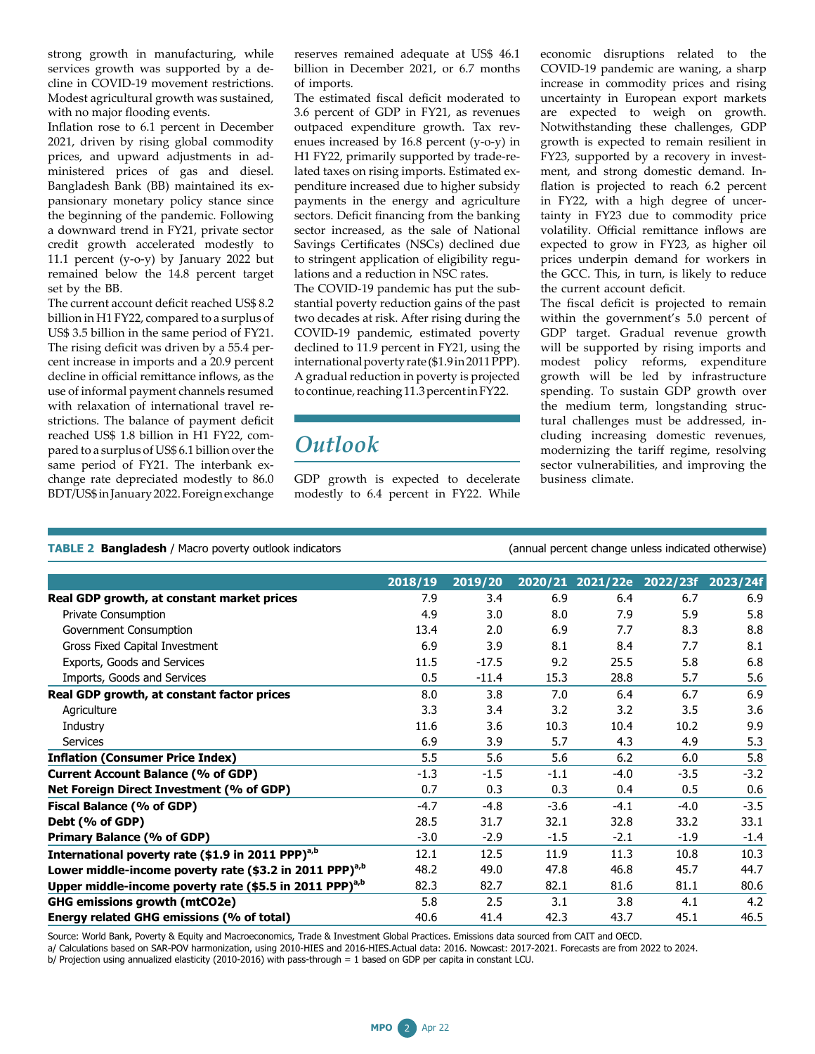strong growth in manufacturing, while services growth was supported by a decline in COVID-19 movement restrictions. Modest agricultural growth was sustained, with no major flooding events.

Inflation rose to 6.1 percent in December 2021, driven by rising global commodity prices, and upward adjustments in administered prices of gas and diesel. Bangladesh Bank (BB) maintained its expansionary monetary policy stance since the beginning of the pandemic. Following a downward trend in FY21, private sector credit growth accelerated modestly to 11.1 percent (y-o-y) by January 2022 but remained below the 14.8 percent target set by the BB.

The current account deficit reached US$ 8.2 billion in H1 FY22, compared to a surplus of US$ 3.5 billion in the same period of FY21. The rising deficit was driven by a 55.4 percent increase in imports and a 20.9 percent decline in official remittance inflows, as the use of informal payment channels resumed with relaxation of international travel restrictions. The balance of payment deficit reached US$ 1.8 billion in H1 FY22, compared to a surplus of US$ 6.1 billion over the same period of FY21. The interbank exchange rate depreciated modestly to 86.0 BDT/US$ in January 2022. Foreign exchange reserves remained adequate at US$ 46.1 billion in December 2021, or 6.7 months of imports.

The estimated fiscal deficit moderated to 3.6 percent of GDP in FY21, as revenues outpaced expenditure growth. Tax revenues increased by 16.8 percent (y-o-y) in H1 FY22, primarily supported by trade-related taxes on rising imports. Estimated expenditure increased due to higher subsidy payments in the energy and agriculture sectors. Deficit financing from the banking sector increased, as the sale of National Savings Certificates (NSCs) declined due to stringent application of eligibility regulations and a reduction in NSC rates.

The COVID-19 pandemic has put the substantial poverty reduction gains of the past two decades at risk. After rising during the COVID-19 pandemic, estimated poverty declined to 11.9 percent in FY21, using the international poverty rate ($1.9 in 2011 PPP). A gradual reduction in poverty is projected to continue, reaching 11.3 percent in FY22.

## Outlook

GDP growth is expected to decelerate modestly to 6.4 percent in FY22. While economic disruptions related to the COVID-19 pandemic are waning, a sharp increase in commodity prices and rising uncertainty in European export markets are expected to weigh on growth. Notwithstanding these challenges, GDP growth is expected to remain resilient in FY23, supported by a recovery in investment, and strong domestic demand. Inflation is projected to reach 6.2 percent in FY22, with a high degree of uncertainty in FY23 due to commodity price volatility. Official remittance inflows are expected to grow in FY23, as higher oil prices underpin demand for workers in the GCC. This, in turn, is likely to reduce the current account deficit.

The fiscal deficit is projected to remain within the government's 5.0 percent of GDP target. Gradual revenue growth will be supported by rising imports and modest policy reforms, expenditure growth will be led by infrastructure spending. To sustain GDP growth over the medium term, longstanding structural challenges must be addressed, including increasing domestic revenues, modernizing the tariff regime, resolving sector vulnerabilities, and improving the business climate.

**TABLE 2 Bangladesh** / Macro poverty outlook indicators (annual percent change unless indicated otherwise)

| | 2018/19 | 2019/20 | 2020/21 | 2021/22e | 2022/23f | 2023/24f |
|---|---|---|---|---|---|---|
| **Real GDP growth, at constant market prices** | 7.9 | 3.4 | 6.9 | 6.4 | 6.7 | 6.9 |
| Private Consumption | 4.9 | 3.0 | 8.0 | 7.9 | 5.9 | 5.8 |
| Government Consumption | 13.4 | 2.0 | 6.9 | 7.7 | 8.3 | 8.8 |
| Gross Fixed Capital Investment | 6.9 | 3.9 | 8.1 | 8.4 | 7.7 | 8.1 |
| Exports, Goods and Services | 11.5 | -17.5 | 9.2 | 25.5 | 5.8 | 6.8 |
| Imports, Goods and Services | 0.5 | -11.4 | 15.3 | 28.8 | 5.7 | 5.6 |
| **Real GDP growth, at constant factor prices** | 8.0 | 3.8 | 7.0 | 6.4 | 6.7 | 6.9 |
| Agriculture | 3.3 | 3.4 | 3.2 | 3.2 | 3.5 | 3.6 |
| Industry | 11.6 | 3.6 | 10.3 | 10.4 | 10.2 | 9.9 |
| Services | 6.9 | 3.9 | 5.7 | 4.3 | 4.9 | 5.3 |
| **Inflation (Consumer Price Index)** | 5.5 | 5.6 | 5.6 | 6.2 | 6.0 | 5.8 |
| **Current Account Balance (% of GDP)** | -1.3 | -1.5 | -1.1 | -4.0 | -3.5 | -3.2 |
| **Net Foreign Direct Investment (% of GDP)** | 0.7 | 0.3 | 0.3 | 0.4 | 0.5 | 0.6 |
| **Fiscal Balance (% of GDP)** | -4.7 | -4.8 | -3.6 | -4.1 | -4.0 | -3.5 |
| **Debt (% of GDP)** | 28.5 | 31.7 | 32.1 | 32.8 | 33.2 | 33.1 |
| **Primary Balance (% of GDP)** | -3.0 | -2.9 | -1.5 | -2.1 | -1.9 | -1.4 |
| **International poverty rate ($1.9 in 2011 PPP)[a,b]** | 12.1 | 12.5 | 11.9 | 11.3 | 10.8 | 10.3 |
| **Lower middle-income poverty rate ($3.2 in 2011 PPP)[a,b]** | 48.2 | 49.0 | 47.8 | 46.8 | 45.7 | 44.7 |
| **Upper middle-income poverty rate ($5.5 in 2011 PPP)[a,b]** | 82.3 | 82.7 | 82.1 | 81.6 | 81.1 | 80.6 |
| **GHG emissions growth (mtCO2e)** | 5.8 | 2.5 | 3.1 | 3.8 | 4.1 | 4.2 |
| **Energy related GHG emissions (% of total)** | 40.6 | 41.4 | 42.3 | 43.7 | 45.1 | 46.5 |

Source: World Bank, Poverty & Equity and Macroeconomics, Trade & Investment Global Practices. Emissions data sourced from CAIT and OECD.

a/ Calculations based on SAR-POV harmonization, using 2010-HIES and 2016-HIES.Actual data: 2016. Nowcast: 2017-2021. Forecasts are from 2022 to 2024.

b/ Projection using annualized elasticity (2010-2016) with pass-through = 1 based on GDP per capita in constant LCU.